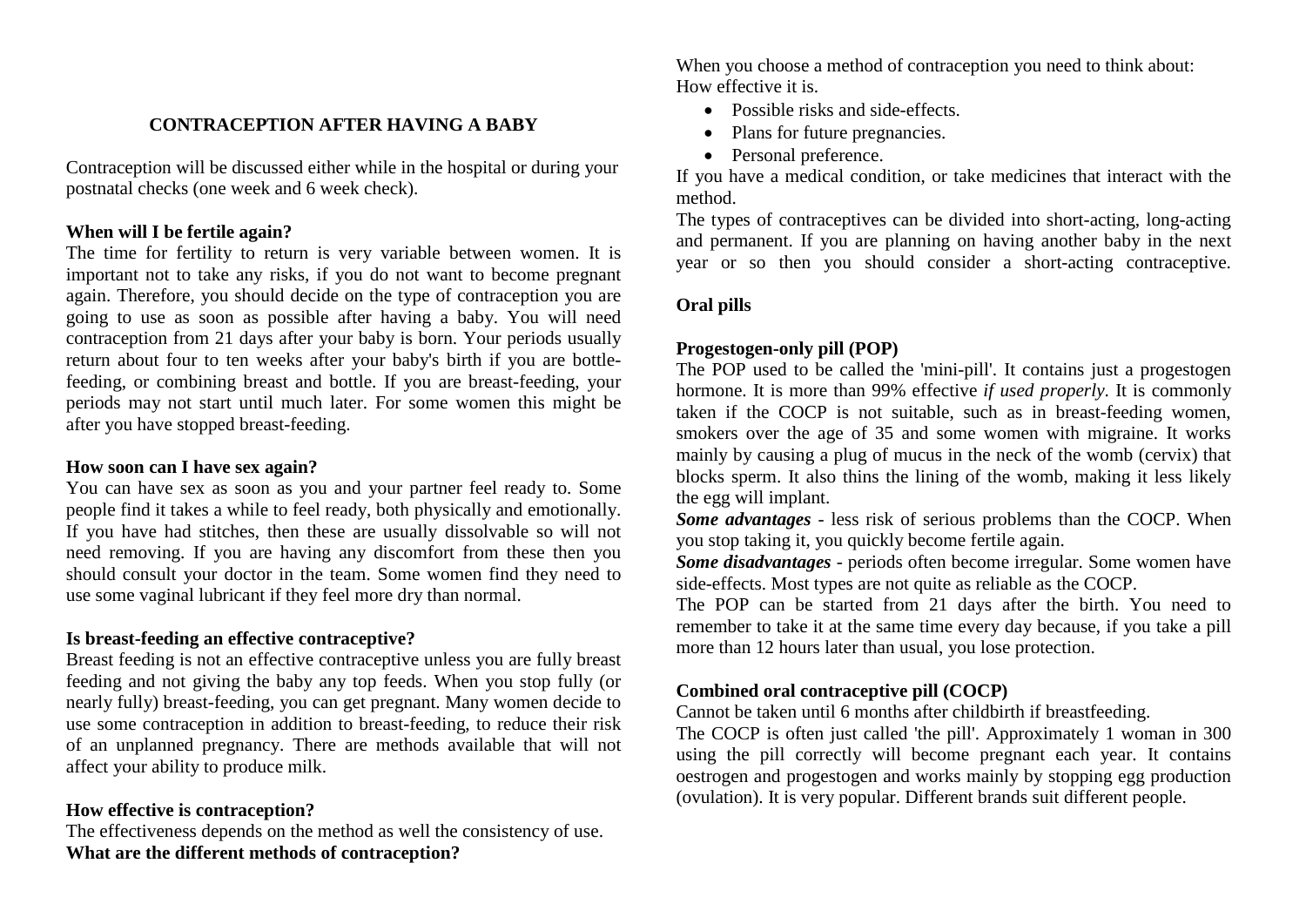# CONTRACEPTION AFTER HAVING A BABY

Contraception will be discussed either while in the hospital or during your postnatal checks (one week and 6 week check).

### When will I be fertile again?

The time for fertility to return is very variable between women. It is important not to take any risks, if you do not want to become pregnant again. Therefore, you should decide on the type of contraception you are going to use as soon as possible after having a baby. You will need contraception from 21 days after your baby is born. Your periods usually return about four to ten weeks after your baby's birth if you are bottle-feeding, or combining breast and bottle. If you are breast-feeding, your periods may not start until much later. For some women this might be after you have stopped breast-feeding.

### How soon can I have sex again?

You can have sex as soon as you and your partner feel ready to. Some people find it takes a while to feel ready, both physically and emotionally. If you have had stitches, then these are usually dissolvable so will not need removing. If you are having any discomfort from these then you should consult your doctor in the team. Some women find they need to use some vaginal lubricant if they feel more dry than normal.

### Is breast-feeding an effective contraceptive?

Breast feeding is not an effective contraceptive unless you are fully breast feeding and not giving the baby any top feeds. When you stop fully (or nearly fully) breast-feeding, you can get pregnant. Many women decide to use some contraception in addition to breast-feeding, to reduce their risk of an unplanned pregnancy. There are methods available that will not affect your ability to produce milk.

### How effective is contraception?

The effectiveness depends on the method as well the consistency of use.

### What are the different methods of contraception?

When you choose a method of contraception you need to think about: How effective it is.

- Possible risks and side-effects.
- Plans for future pregnancies.
- Personal preference.

If you have a medical condition, or take medicines that interact with the method.

The types of contraceptives can be divided into short-acting, long-acting and permanent. If you are planning on having another baby in the next year or so then you should consider a short-acting contraceptive.

## Oral pills

### Progestogen-only pill (POP)

The POP used to be called the 'mini-pill'. It contains just a progestogen hormone. It is more than 99% effective *if used properly*. It is commonly taken if the COCP is not suitable, such as in breast-feeding women, smokers over the age of 35 and some women with migraine. It works mainly by causing a plug of mucus in the neck of the womb (cervix) that blocks sperm. It also thins the lining of the womb, making it less likely the egg will implant.

***Some advantages*** - less risk of serious problems than the COCP. When you stop taking it, you quickly become fertile again.

***Some disadvantages*** - periods often become irregular. Some women have side-effects. Most types are not quite as reliable as the COCP.

The POP can be started from 21 days after the birth. You need to remember to take it at the same time every day because, if you take a pill more than 12 hours later than usual, you lose protection.

### Combined oral contraceptive pill (COCP)

Cannot be taken until 6 months after childbirth if breastfeeding.

The COCP is often just called 'the pill'. Approximately 1 woman in 300 using the pill correctly will become pregnant each year. It contains oestrogen and progestogen and works mainly by stopping egg production (ovulation). It is very popular. Different brands suit different people.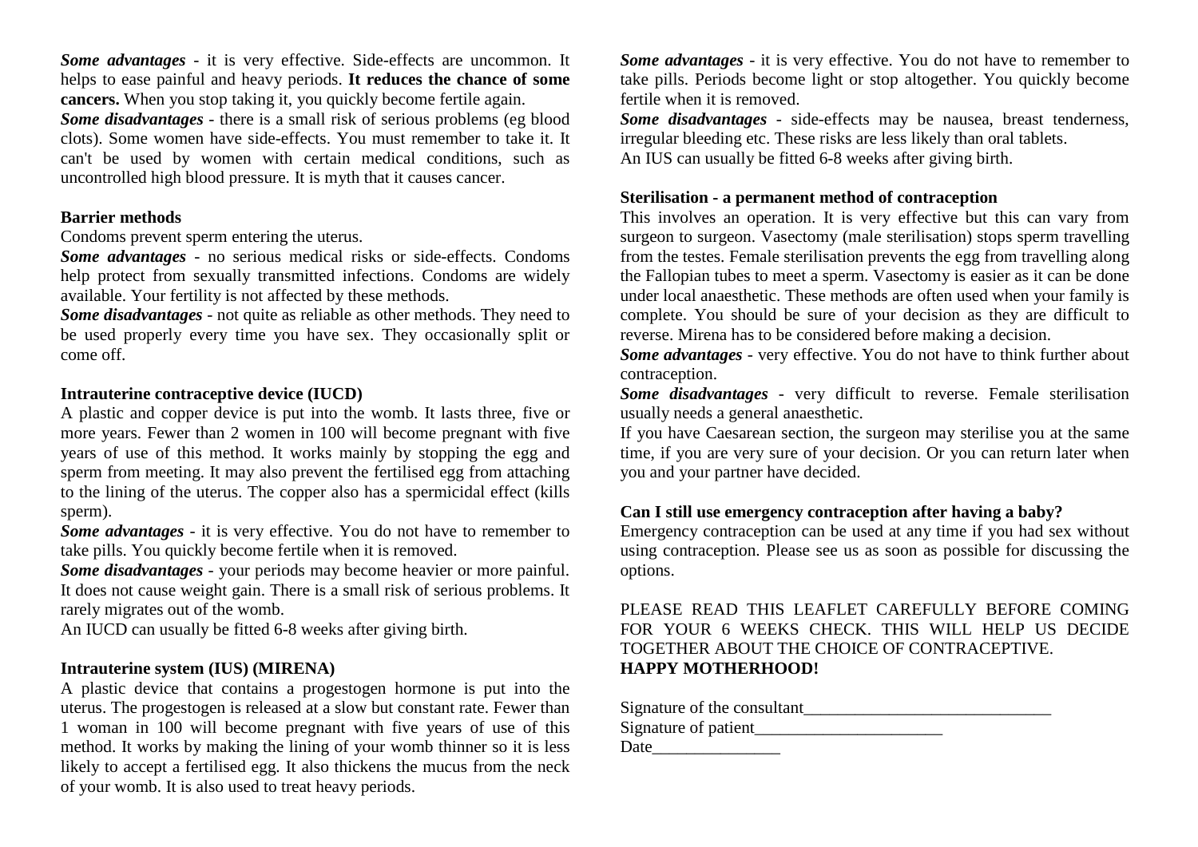***Some advantages*** - it is very effective. Side-effects are uncommon. It helps to ease painful and heavy periods. **It reduces the chance of some cancers.** When you stop taking it, you quickly become fertile again.

***Some disadvantages*** - there is a small risk of serious problems (eg blood clots). Some women have side-effects. You must remember to take it. It can't be used by women with certain medical conditions, such as uncontrolled high blood pressure. It is myth that it causes cancer.

**Barrier methods**

Condoms prevent sperm entering the uterus.

***Some advantages*** - no serious medical risks or side-effects. Condoms help protect from sexually transmitted infections. Condoms are widely available. Your fertility is not affected by these methods.

***Some disadvantages*** - not quite as reliable as other methods. They need to be used properly every time you have sex. They occasionally split or come off.

**Intrauterine contraceptive device (IUCD)**

A plastic and copper device is put into the womb. It lasts three, five or more years. Fewer than 2 women in 100 will become pregnant with five years of use of this method. It works mainly by stopping the egg and sperm from meeting. It may also prevent the fertilised egg from attaching to the lining of the uterus. The copper also has a spermicidal effect (kills sperm).

***Some advantages*** - it is very effective. You do not have to remember to take pills. You quickly become fertile when it is removed.

***Some disadvantages*** - your periods may become heavier or more painful. It does not cause weight gain. There is a small risk of serious problems. It rarely migrates out of the womb.

An IUCD can usually be fitted 6-8 weeks after giving birth.

**Intrauterine system (IUS) (MIRENA)**

A plastic device that contains a progestogen hormone is put into the uterus. The progestogen is released at a slow but constant rate. Fewer than 1 woman in 100 will become pregnant with five years of use of this method. It works by making the lining of your womb thinner so it is less likely to accept a fertilised egg. It also thickens the mucus from the neck of your womb. It is also used to treat heavy periods.

***Some advantages*** - it is very effective. You do not have to remember to take pills. Periods become light or stop altogether. You quickly become fertile when it is removed.

***Some disadvantages*** - side-effects may be nausea, breast tenderness, irregular bleeding etc. These risks are less likely than oral tablets.

An IUS can usually be fitted 6-8 weeks after giving birth.

**Sterilisation - a permanent method of contraception**

This involves an operation. It is very effective but this can vary from surgeon to surgeon. Vasectomy (male sterilisation) stops sperm travelling from the testes. Female sterilisation prevents the egg from travelling along the Fallopian tubes to meet a sperm. Vasectomy is easier as it can be done under local anaesthetic. These methods are often used when your family is complete. You should be sure of your decision as they are difficult to reverse. Mirena has to be considered before making a decision.

***Some advantages*** - very effective. You do not have to think further about contraception.

***Some disadvantages*** - very difficult to reverse. Female sterilisation usually needs a general anaesthetic.

If you have Caesarean section, the surgeon may sterilise you at the same time, if you are very sure of your decision. Or you can return later when you and your partner have decided.

**Can I still use emergency contraception after having a baby?**

Emergency contraception can be used at any time if you had sex without using contraception. Please see us as soon as possible for discussing the options.

PLEASE READ THIS LEAFLET CAREFULLY BEFORE COMING FOR YOUR 6 WEEKS CHECK. THIS WILL HELP US DECIDE TOGETHER ABOUT THE CHOICE OF CONTRACEPTIVE.

**HAPPY MOTHERHOOD!**

Signature of the consultant_____________________________

Signature of patient______________________

Date_______________